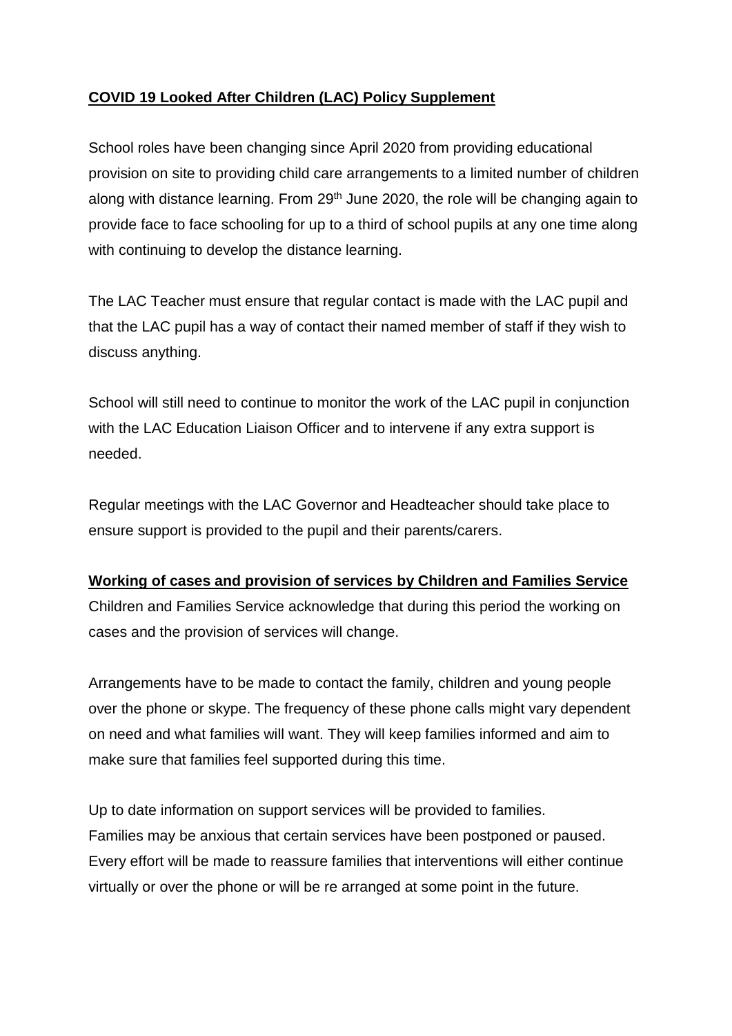**COVID 19 Looked After Children (LAC) Policy Supplement**

School roles have been changing since April 2020 from providing educational provision on site to providing child care arrangements to a limited number of children along with distance learning. From 29th June 2020, the role will be changing again to provide face to face schooling for up to a third of school pupils at any one time along with continuing to develop the distance learning.

The LAC Teacher must ensure that regular contact is made with the LAC pupil and that the LAC pupil has a way of contact their named member of staff if they wish to discuss anything.

School will still need to continue to monitor the work of the LAC pupil in conjunction with the LAC Education Liaison Officer and to intervene if any extra support is needed.

Regular meetings with the LAC Governor and Headteacher should take place to ensure support is provided to the pupil and their parents/carers.

**Working of cases and provision of services by Children and Families Service**

Children and Families Service acknowledge that during this period the working on cases and the provision of services will change.

Arrangements have to be made to contact the family, children and young people over the phone or skype. The frequency of these phone calls might vary dependent on need and what families will want. They will keep families informed and aim to make sure that families feel supported during this time.

Up to date information on support services will be provided to families.
Families may be anxious that certain services have been postponed or paused. Every effort will be made to reassure families that interventions will either continue virtually or over the phone or will be re arranged at some point in the future.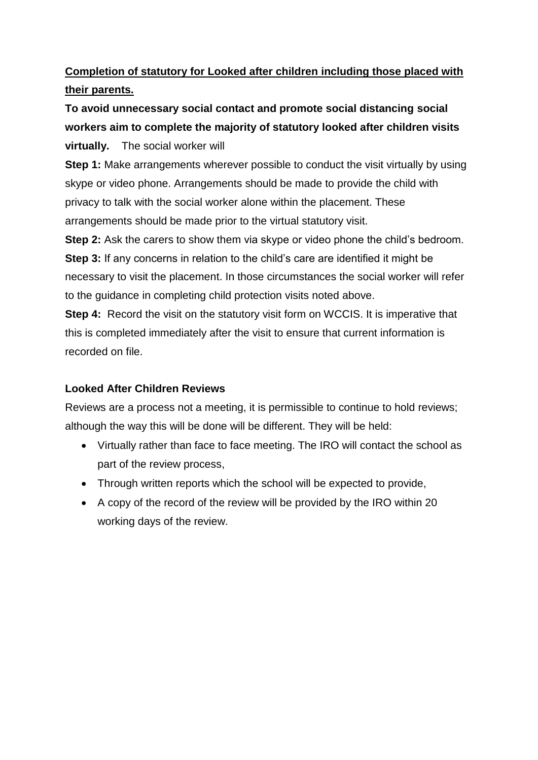**<u>Completion of statutory for Looked after children including those placed with their parents.</u>**

**To avoid unnecessary social contact and promote social distancing social workers aim to complete the majority of statutory looked after children visits virtually.** The social worker will

**Step 1:** Make arrangements wherever possible to conduct the visit virtually by using skype or video phone. Arrangements should be made to provide the child with privacy to talk with the social worker alone within the placement. These arrangements should be made prior to the virtual statutory visit.

**Step 2:** Ask the carers to show them via skype or video phone the child's bedroom.

**Step 3:** If any concerns in relation to the child's care are identified it might be necessary to visit the placement. In those circumstances the social worker will refer to the guidance in completing child protection visits noted above.

**Step 4:** Record the visit on the statutory visit form on WCCIS. It is imperative that this is completed immediately after the visit to ensure that current information is recorded on file.

**Looked After Children Reviews**

Reviews are a process not a meeting, it is permissible to continue to hold reviews; although the way this will be done will be different. They will be held:

- Virtually rather than face to face meeting. The IRO will contact the school as part of the review process,
- Through written reports which the school will be expected to provide,
- A copy of the record of the review will be provided by the IRO within 20 working days of the review.